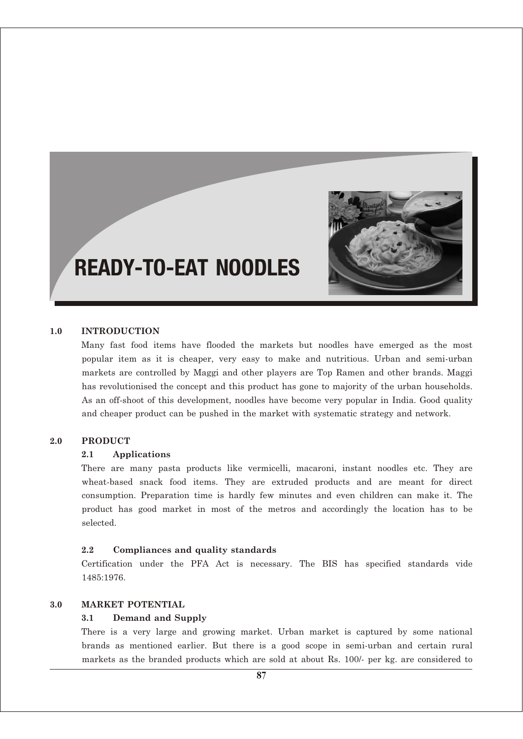# READY-TO-EAT NOODLES

## 1.0 INTRODUCTION

Many fast food items have flooded the markets but noodles have emerged as the most popular item as it is cheaper, very easy to make and nutritious. Urban and semi-urban markets are controlled by Maggi and other players are Top Ramen and other brands. Maggi has revolutionised the concept and this product has gone to majority of the urban households. As an off-shoot of this development, noodles have become very popular in India. Good quality and cheaper product can be pushed in the market with systematic strategy and network.

## 2.0 PRODUCT

### 2.1 Applications

There are many pasta products like vermicelli, macaroni, instant noodles etc. They are wheat-based snack food items. They are extruded products and are meant for direct consumption. Preparation time is hardly few minutes and even children can make it. The product has good market in most of the metros and accordingly the location has to be selected.

### 2.2 Compliances and quality standards

Certification under the PFA Act is necessary. The BIS has specified standards vide 1485:1976.

## 3.0 MARKET POTENTIAL

### 3.1 Demand and Supply

There is a very large and growing market. Urban market is captured by some national brands as mentioned earlier. But there is a good scope in semi-urban and certain rural markets as the branded products which are sold at about Rs. 100/- per kg. are considered to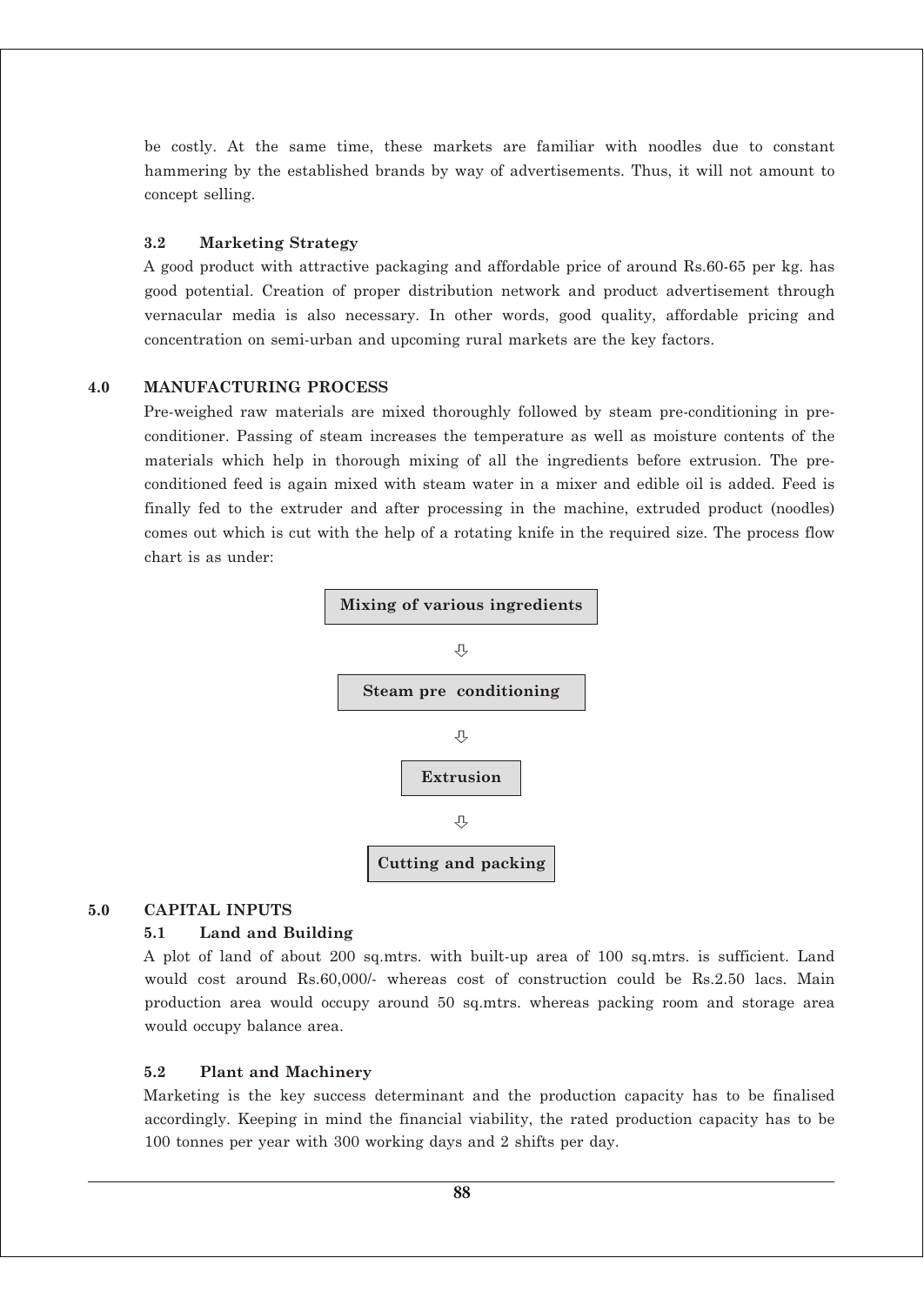be costly. At the same time, these markets are familiar with noodles due to constant hammering by the established brands by way of advertisements. Thus, it will not amount to concept selling.

### 3.2 Marketing Strategy

A good product with attractive packaging and affordable price of around Rs.60-65 per kg. has good potential. Creation of proper distribution network and product advertisement through vernacular media is also necessary. In other words, good quality, affordable pricing and concentration on semi-urban and upcoming rural markets are the key factors.

## 4.0 MANUFACTURING PROCESS

Pre-weighed raw materials are mixed thoroughly followed by steam pre-conditioning in pre-conditioner. Passing of steam increases the temperature as well as moisture contents of the materials which help in thorough mixing of all the ingredients before extrusion. The pre-conditioned feed is again mixed with steam water in a mixer and edible oil is added. Feed is finally fed to the extruder and after processing in the machine, extruded product (noodles) comes out which is cut with the help of a rotating knife in the required size. The process flow chart is as under:

**Mixing of various ingredients**

⇩

**Steam pre conditioning**

⇩

**Extrusion**

⇩

**Cutting and packing**

## 5.0 CAPITAL INPUTS

### 5.1 Land and Building

A plot of land of about 200 sq.mtrs. with built-up area of 100 sq.mtrs. is sufficient. Land would cost around Rs.60,000/- whereas cost of construction could be Rs.2.50 lacs. Main production area would occupy around 50 sq.mtrs. whereas packing room and storage area would occupy balance area.

### 5.2 Plant and Machinery

Marketing is the key success determinant and the production capacity has to be finalised accordingly. Keeping in mind the financial viability, the rated production capacity has to be 100 tonnes per year with 300 working days and 2 shifts per day.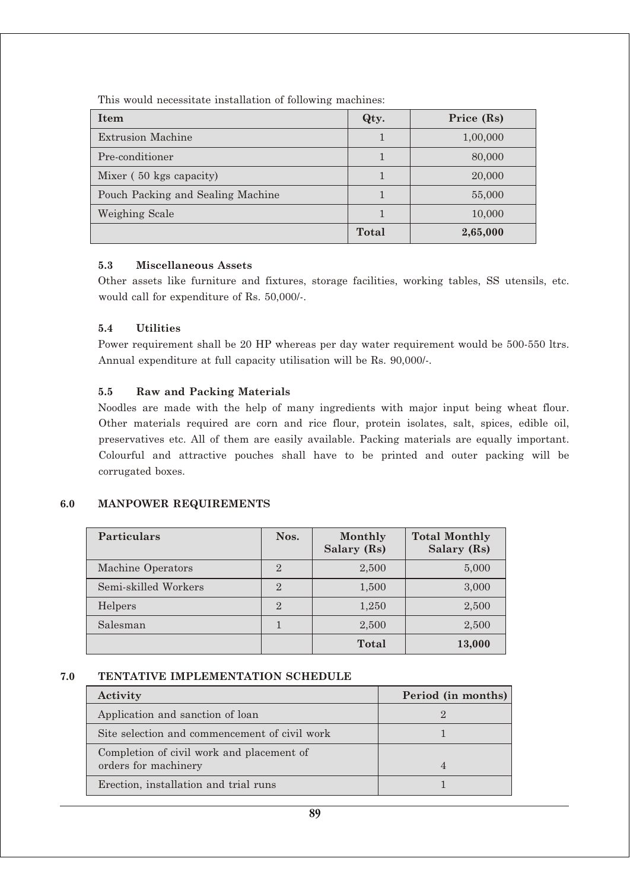This would necessitate installation of following machines:

| Item | Qty. | Price (Rs) |
|---|---|---|
| Extrusion Machine | 1 | 1,00,000 |
| Pre-conditioner | 1 | 80,000 |
| Mixer ( 50 kgs capacity) | 1 | 20,000 |
| Pouch Packing and Sealing Machine | 1 | 55,000 |
| Weighing Scale | 1 | 10,000 |
| | **Total** | **2,65,000** |

### 5.3 Miscellaneous Assets

Other assets like furniture and fixtures, storage facilities, working tables, SS utensils, etc. would call for expenditure of Rs. 50,000/-.

### 5.4 Utilities

Power requirement shall be 20 HP whereas per day water requirement would be 500-550 ltrs. Annual expenditure at full capacity utilisation will be Rs. 90,000/-.

### 5.5 Raw and Packing Materials

Noodles are made with the help of many ingredients with major input being wheat flour. Other materials required are corn and rice flour, protein isolates, salt, spices, edible oil, preservatives etc. All of them are easily available. Packing materials are equally important. Colourful and attractive pouches shall have to be printed and outer packing will be corrugated boxes.

## 6.0 MANPOWER REQUIREMENTS

| Particulars | Nos. | Monthly Salary (Rs) | Total Monthly Salary (Rs) |
|---|---|---|---|
| Machine Operators | 2 | 2,500 | 5,000 |
| Semi-skilled Workers | 2 | 1,500 | 3,000 |
| Helpers | 2 | 1,250 | 2,500 |
| Salesman | 1 | 2,500 | 2,500 |
| | | **Total** | **13,000** |

## 7.0 TENTATIVE IMPLEMENTATION SCHEDULE

| Activity | Period (in months) |
|---|---|
| Application and sanction of loan | 2 |
| Site selection and commencement of civil work | 1 |
| Completion of civil work and placement of orders for machinery | 4 |
| Erection, installation and trial runs | 1 |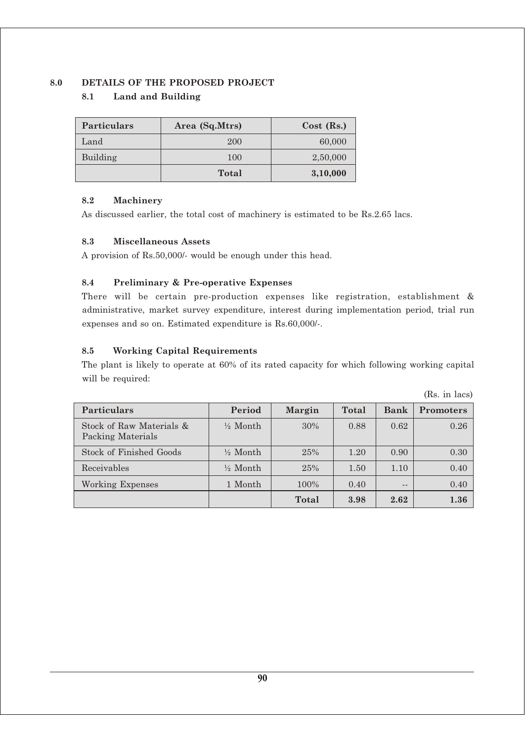## 8.0 DETAILS OF THE PROPOSED PROJECT

### 8.1 Land and Building

| Particulars | Area (Sq.Mtrs) | Cost (Rs.) |
|---|---|---|
| Land | 200 | 60,000 |
| Building | 100 | 2,50,000 |
| | **Total** | **3,10,000** |

### 8.2 Machinery

As discussed earlier, the total cost of machinery is estimated to be Rs.2.65 lacs.

### 8.3 Miscellaneous Assets

A provision of Rs.50,000/- would be enough under this head.

### 8.4 Preliminary & Pre-operative Expenses

There will be certain pre-production expenses like registration, establishment & administrative, market survey expenditure, interest during implementation period, trial run expenses and so on. Estimated expenditure is Rs.60,000/-.

### 8.5 Working Capital Requirements

The plant is likely to operate at 60% of its rated capacity for which following working capital will be required:

(Rs. in lacs)

| Particulars | Period | Margin | Total | Bank | Promoters |
|---|---|---|---|---|---|
| Stock of Raw Materials & Packing Materials | ½ Month | 30% | 0.88 | 0.62 | 0.26 |
| Stock of Finished Goods | ½ Month | 25% | 1.20 | 0.90 | 0.30 |
| Receivables | ½ Month | 25% | 1.50 | 1.10 | 0.40 |
| Working Expenses | 1 Month | 100% | 0.40 | -- | 0.40 |
| | | **Total** | **3.98** | **2.62** | **1.36** |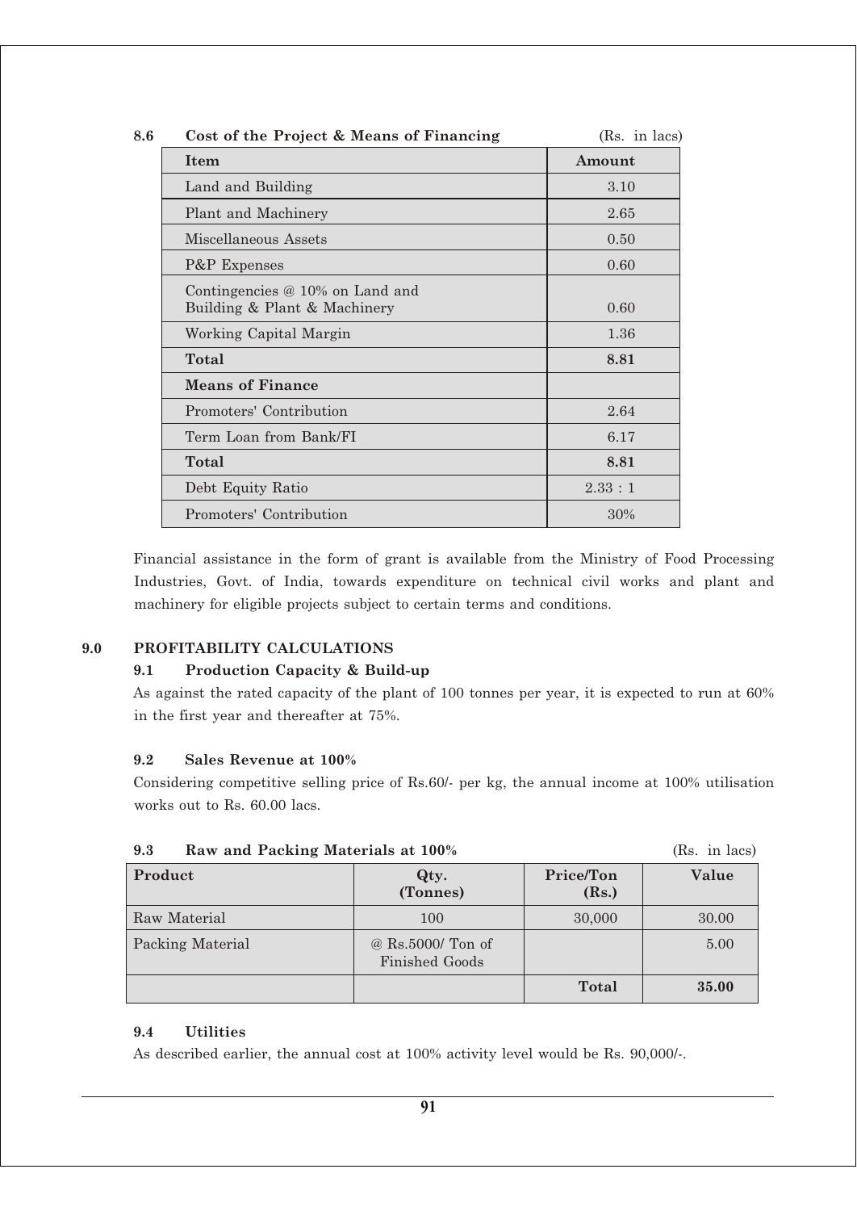### 8.6 Cost of the Project & Means of Financing

(Rs. in lacs)

| Item | Amount |
|---|---|
| Land and Building | 3.10 |
| Plant and Machinery | 2.65 |
| Miscellaneous Assets | 0.50 |
| P&P Expenses | 0.60 |
| Contingencies @ 10% on Land and Building & Plant & Machinery | 0.60 |
| Working Capital Margin | 1.36 |
| **Total** | **8.81** |
| **Means of Finance** | |
| Promoters' Contribution | 2.64 |
| Term Loan from Bank/FI | 6.17 |
| **Total** | **8.81** |
| Debt Equity Ratio | 2.33 : 1 |
| Promoters' Contribution | 30% |

Financial assistance in the form of grant is available from the Ministry of Food Processing Industries, Govt. of India, towards expenditure on technical civil works and plant and machinery for eligible projects subject to certain terms and conditions.

## 9.0 PROFITABILITY CALCULATIONS

### 9.1 Production Capacity & Build-up

As against the rated capacity of the plant of 100 tonnes per year, it is expected to run at 60% in the first year and thereafter at 75%.

### 9.2 Sales Revenue at 100%

Considering competitive selling price of Rs.60/- per kg, the annual income at 100% utilisation works out to Rs. 60.00 lacs.

### 9.3 Raw and Packing Materials at 100%

(Rs. in lacs)

| Product | Qty. (Tonnes) | Price/Ton (Rs.) | Value |
|---|---|---|---|
| Raw Material | 100 | 30,000 | 30.00 |
| Packing Material | @ Rs.5000/ Ton of Finished Goods | | 5.00 |
| | | **Total** | **35.00** |

### 9.4 Utilities

As described earlier, the annual cost at 100% activity level would be Rs. 90,000/-.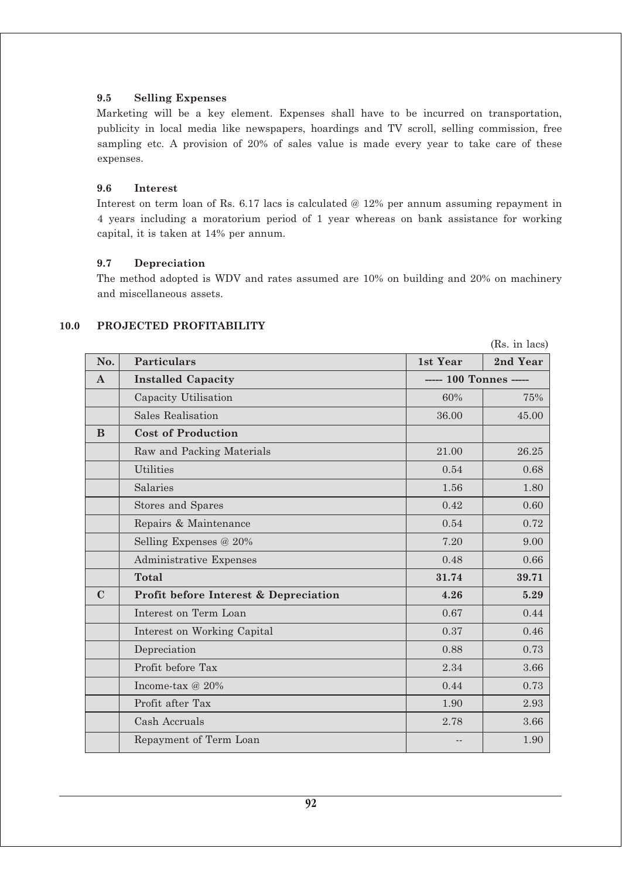### 9.5 Selling Expenses

Marketing will be a key element. Expenses shall have to be incurred on transportation, publicity in local media like newspapers, hoardings and TV scroll, selling commission, free sampling etc. A provision of 20% of sales value is made every year to take care of these expenses.

### 9.6 Interest

Interest on term loan of Rs. 6.17 lacs is calculated @ 12% per annum assuming repayment in 4 years including a moratorium period of 1 year whereas on bank assistance for working capital, it is taken at 14% per annum.

### 9.7 Depreciation

The method adopted is WDV and rates assumed are 10% on building and 20% on machinery and miscellaneous assets.

## 10.0 PROJECTED PROFITABILITY

(Rs. in lacs)

| No. | Particulars | 1st Year | 2nd Year |
|---|---|---|---|
| **A** | **Installed Capacity** | ----- 100 Tonnes ----- | |
| | Capacity Utilisation | 60% | 75% |
| | Sales Realisation | 36.00 | 45.00 |
| **B** | **Cost of Production** | | |
| | Raw and Packing Materials | 21.00 | 26.25 |
| | Utilities | 0.54 | 0.68 |
| | Salaries | 1.56 | 1.80 |
| | Stores and Spares | 0.42 | 0.60 |
| | Repairs & Maintenance | 0.54 | 0.72 |
| | Selling Expenses @ 20% | 7.20 | 9.00 |
| | Administrative Expenses | 0.48 | 0.66 |
| | **Total** | **31.74** | **39.71** |
| **C** | **Profit before Interest & Depreciation** | **4.26** | **5.29** |
| | Interest on Term Loan | 0.67 | 0.44 |
| | Interest on Working Capital | 0.37 | 0.46 |
| | Depreciation | 0.88 | 0.73 |
| | Profit before Tax | 2.34 | 3.66 |
| | Income-tax @ 20% | 0.44 | 0.73 |
| | Profit after Tax | 1.90 | 2.93 |
| | Cash Accruals | 2.78 | 3.66 |
| | Repayment of Term Loan | -- | 1.90 |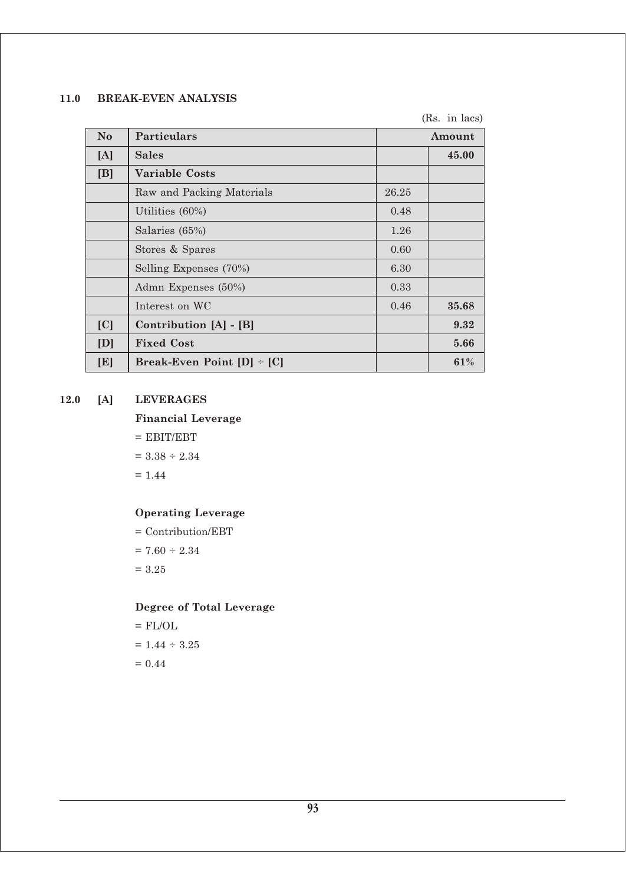## 11.0 BREAK-EVEN ANALYSIS

(Rs. in lacs)

| No | Particulars | Amount | |
|---|---|---|---|
| [A] | **Sales** | | **45.00** |
| [B] | **Variable Costs** | | |
| | Raw and Packing Materials | 26.25 | |
| | Utilities (60%) | 0.48 | |
| | Salaries (65%) | 1.26 | |
| | Stores & Spares | 0.60 | |
| | Selling Expenses (70%) | 6.30 | |
| | Admn Expenses (50%) | 0.33 | |
| | Interest on WC | 0.46 | **35.68** |
| [C] | **Contribution [A] - [B]** | | **9.32** |
| [D] | **Fixed Cost** | | **5.66** |
| [E] | **Break-Even Point [D] ÷ [C]** | | **61%** |

## 12.0 [A] LEVERAGES

**Financial Leverage**

= EBIT/EBT

= 3.38 ÷ 2.34

= 1.44

**Operating Leverage**

= Contribution/EBT

= 7.60 ÷ 2.34

= 3.25

**Degree of Total Leverage**

= FL/OL

= 1.44 ÷ 3.25

= 0.44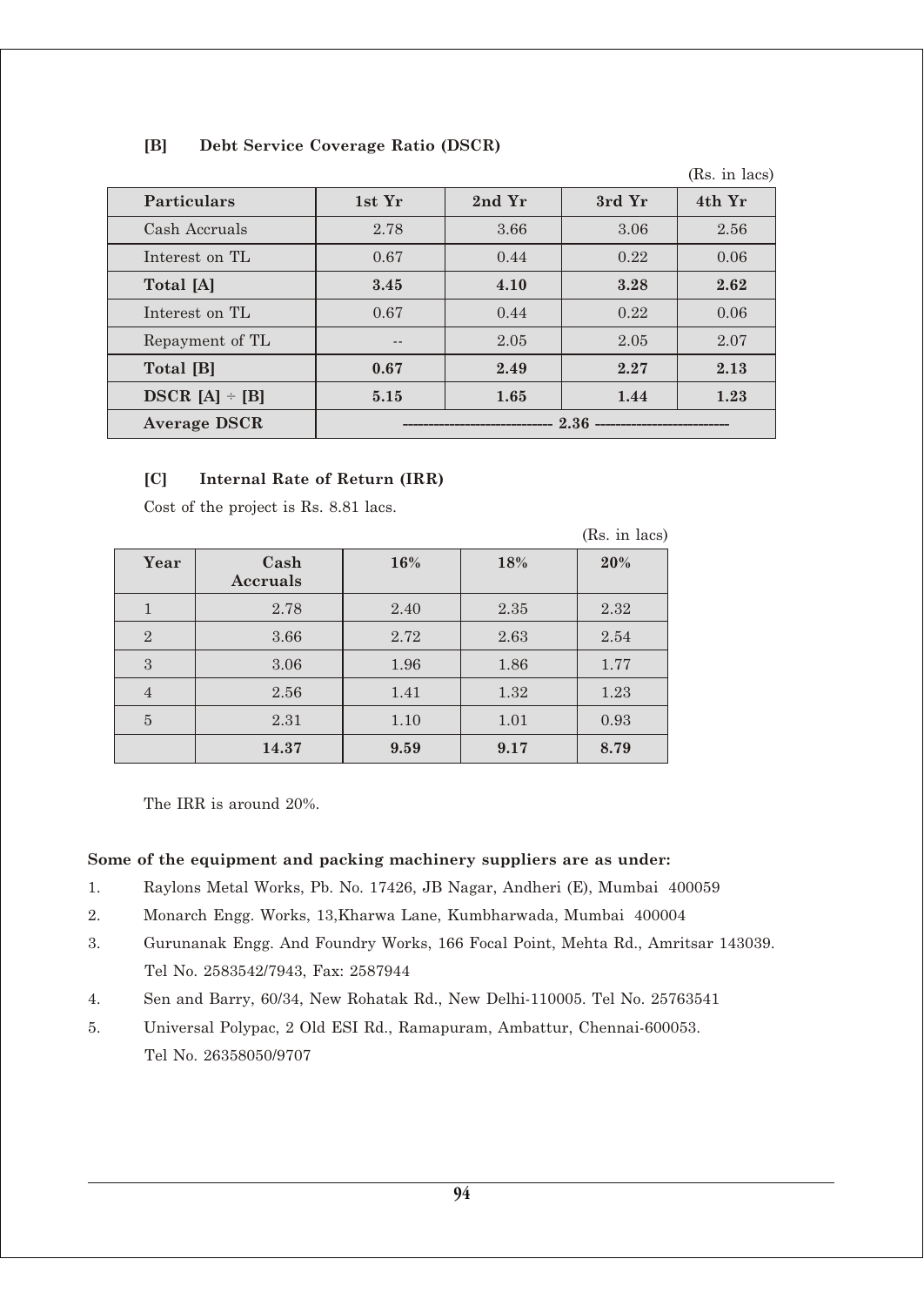### [B] Debt Service Coverage Ratio (DSCR)

(Rs. in lacs)

| Particulars | 1st Yr | 2nd Yr | 3rd Yr | 4th Yr |
|---|---|---|---|---|
| Cash Accruals | 2.78 | 3.66 | 3.06 | 2.56 |
| Interest on TL | 0.67 | 0.44 | 0.22 | 0.06 |
| **Total [A]** | **3.45** | **4.10** | **3.28** | **2.62** |
| Interest on TL | 0.67 | 0.44 | 0.22 | 0.06 |
| Repayment of TL | -- | 2.05 | 2.05 | 2.07 |
| **Total [B]** | **0.67** | **2.49** | **2.27** | **2.13** |
| **DSCR [A] ÷ [B]** | **5.15** | **1.65** | **1.44** | **1.23** |
| **Average DSCR** | **2.36** | | | |

### [C] Internal Rate of Return (IRR)

Cost of the project is Rs. 8.81 lacs.

(Rs. in lacs)

| Year | Cash Accruals | 16% | 18% | 20% |
|---|---|---|---|---|
| 1 | 2.78 | 2.40 | 2.35 | 2.32 |
| 2 | 3.66 | 2.72 | 2.63 | 2.54 |
| 3 | 3.06 | 1.96 | 1.86 | 1.77 |
| 4 | 2.56 | 1.41 | 1.32 | 1.23 |
| 5 | 2.31 | 1.10 | 1.01 | 0.93 |
| | **14.37** | **9.59** | **9.17** | **8.79** |

The IRR is around 20%.

**Some of the equipment and packing machinery suppliers are as under:**

1. Raylons Metal Works, Pb. No. 17426, JB Nagar, Andheri (E), Mumbai 400059
2. Monarch Engg. Works, 13,Kharwa Lane, Kumbharwada, Mumbai 400004
3. Gurunanak Engg. And Foundry Works, 166 Focal Point, Mehta Rd., Amritsar 143039. Tel No. 2583542/7943, Fax: 2587944
4. Sen and Barry, 60/34, New Rohatak Rd., New Delhi-110005. Tel No. 25763541
5. Universal Polypac, 2 Old ESI Rd., Ramapuram, Ambattur, Chennai-600053. Tel No. 26358050/9707